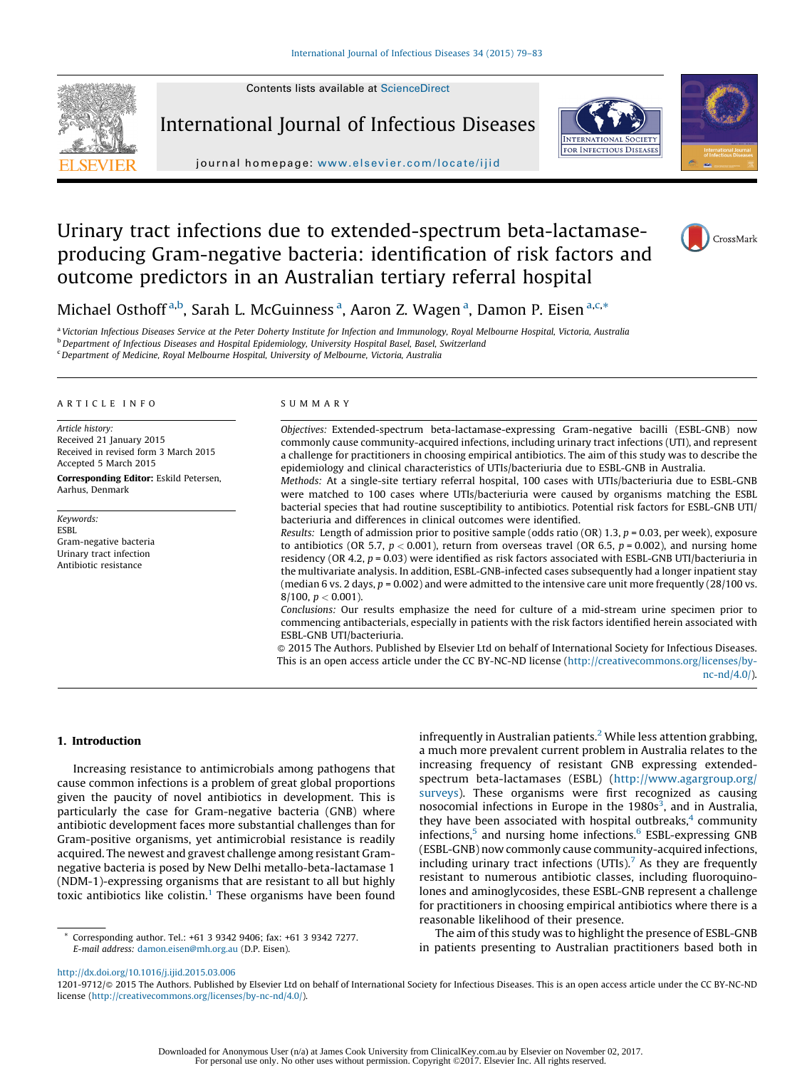# Urinary tract infections due to extended-spectrum beta-lactamase-producing Gram-negative bacteria: identification of risk factors and outcome predictors in an Australian tertiary referral hospital

Michael Osthoff [a,b], Sarah L. McGuinness [a], Aaron Z. Wagen [a], Damon P. Eisen [a,c,*]

[a] Victorian Infectious Diseases Service at the Peter Doherty Institute for Infection and Immunology, Royal Melbourne Hospital, Victoria, Australia
[b] Department of Infectious Diseases and Hospital Epidemiology, University Hospital Basel, Basel, Switzerland
[c] Department of Medicine, Royal Melbourne Hospital, University of Melbourne, Victoria, Australia

## ARTICLE INFO

*Article history:*
Received 21 January 2015
Received in revised form 3 March 2015
Accepted 5 March 2015

**Corresponding Editor:** Eskild Petersen, Aarhus, Denmark

*Keywords:*
ESBL
Gram-negative bacteria
Urinary tract infection
Antibiotic resistance

## SUMMARY

*Objectives:* Extended-spectrum beta-lactamase-expressing Gram-negative bacilli (ESBL-GNB) now commonly cause community-acquired infections, including urinary tract infections (UTI), and represent a challenge for practitioners in choosing empirical antibiotics. The aim of this study was to describe the epidemiology and clinical characteristics of UTIs/bacteriuria due to ESBL-GNB in Australia.

*Methods:* At a single-site tertiary referral hospital, 100 cases with UTIs/bacteriuria due to ESBL-GNB were matched to 100 cases where UTIs/bacteriuria were caused by organisms matching the ESBL bacterial species that had routine susceptibility to antibiotics. Potential risk factors for ESBL-GNB UTI/bacteriuria and differences in clinical outcomes were identified.

*Results:* Length of admission prior to positive sample (odds ratio (OR) 1.3, $p = 0.03$, per week), exposure to antibiotics (OR 5.7, $p < 0.001$), return from overseas travel (OR 6.5, $p = 0.002$), and nursing home residency (OR 4.2, $p = 0.03$) were identified as risk factors associated with ESBL-GNB UTI/bacteriuria in the multivariate analysis. In addition, ESBL-GNB-infected cases subsequently had a longer inpatient stay (median 6 vs. 2 days, $p = 0.002$) and were admitted to the intensive care unit more frequently (28/100 vs. 8/100, $p < 0.001$).

*Conclusions:* Our results emphasize the need for culture of a mid-stream urine specimen prior to commencing antibacterials, especially in patients with the risk factors identified herein associated with ESBL-GNB UTI/bacteriuria.

© 2015 The Authors. Published by Elsevier Ltd on behalf of International Society for Infectious Diseases. This is an open access article under the CC BY-NC-ND license (http://creativecommons.org/licenses/by-nc-nd/4.0/).

## 1. Introduction

Increasing resistance to antimicrobials among pathogens that cause common infections is a problem of great global proportions given the paucity of novel antibiotics in development. This is particularly the case for Gram-negative bacteria (GNB) where antibiotic development faces more substantial challenges than for Gram-positive organisms, yet antimicrobial resistance is readily acquired. The newest and gravest challenge among resistant Gram-negative bacteria is posed by New Delhi metallo-beta-lactamase 1 (NDM-1)-expressing organisms that are resistant to all but highly toxic antibiotics like colistin.[1] These organisms have been found infrequently in Australian patients.[2] While less attention grabbing, a much more prevalent current problem in Australia relates to the increasing frequency of resistant GNB expressing extended-spectrum beta-lactamases (ESBL) (http://www.agargroup.org/surveys). These organisms were first recognized as causing nosocomial infections in Europe in the 1980s[3], and in Australia, they have been associated with hospital outbreaks,[4] community infections,[5] and nursing home infections.[6] ESBL-expressing GNB (ESBL-GNB) now commonly cause community-acquired infections, including urinary tract infections (UTIs).[7] As they are frequently resistant to numerous antibiotic classes, including fluoroquinolones and aminoglycosides, these ESBL-GNB represent a challenge for practitioners in choosing empirical antibiotics where there is a reasonable likelihood of their presence.

The aim of this study was to highlight the presence of ESBL-GNB in patients presenting to Australian practitioners based both in

\* Corresponding author. Tel.: +61 3 9342 9406; fax: +61 3 9342 7277.
*E-mail address:* damon.eisen@mh.org.au (D.P. Eisen).

http://dx.doi.org/10.1016/j.ijid.2015.03.006
1201-9712/© 2015 The Authors. Published by Elsevier Ltd on behalf of International Society for Infectious Diseases. This is an open access article under the CC BY-NC-ND license (http://creativecommons.org/licenses/by-nc-nd/4.0/).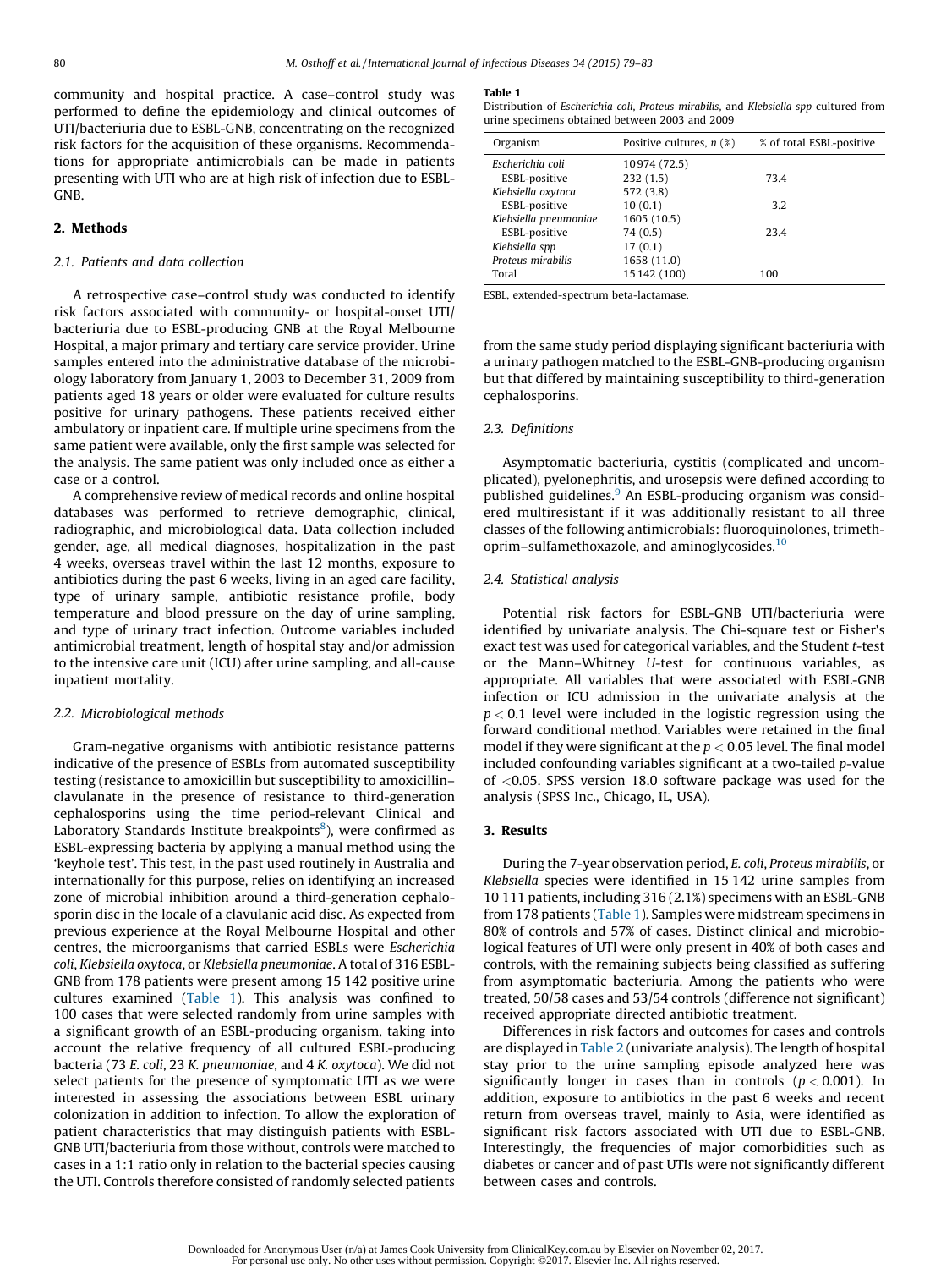community and hospital practice. A case–control study was performed to define the epidemiology and clinical outcomes of UTI/bacteriuria due to ESBL-GNB, concentrating on the recognized risk factors for the acquisition of these organisms. Recommendations for appropriate antimicrobials can be made in patients presenting with UTI who are at high risk of infection due to ESBL-GNB.

## 2. Methods

### 2.1. Patients and data collection

A retrospective case–control study was conducted to identify risk factors associated with community- or hospital-onset UTI/bacteriuria due to ESBL-producing GNB at the Royal Melbourne Hospital, a major primary and tertiary care service provider. Urine samples entered into the administrative database of the microbiology laboratory from January 1, 2003 to December 31, 2009 from patients aged 18 years or older were evaluated for culture results positive for urinary pathogens. These patients received either ambulatory or inpatient care. If multiple urine specimens from the same patient were available, only the first sample was selected for the analysis. The same patient was only included once as either a case or a control.

A comprehensive review of medical records and online hospital databases was performed to retrieve demographic, clinical, radiographic, and microbiological data. Data collection included gender, age, all medical diagnoses, hospitalization in the past 4 weeks, overseas travel within the last 12 months, exposure to antibiotics during the past 6 weeks, living in an aged care facility, type of urinary sample, antibiotic resistance profile, body temperature and blood pressure on the day of urine sampling, and type of urinary tract infection. Outcome variables included antimicrobial treatment, length of hospital stay and/or admission to the intensive care unit (ICU) after urine sampling, and all-cause inpatient mortality.

### 2.2. Microbiological methods

Gram-negative organisms with antibiotic resistance patterns indicative of the presence of ESBLs from automated susceptibility testing (resistance to amoxicillin but susceptibility to amoxicillin–clavulanate in the presence of resistance to third-generation cephalosporins using the time period-relevant Clinical and Laboratory Standards Institute breakpoints[8]), were confirmed as ESBL-expressing bacteria by applying a manual method using the 'keyhole test'. This test, in the past used routinely in Australia and internationally for this purpose, relies on identifying an increased zone of microbial inhibition around a third-generation cephalosporin disc in the locale of a clavulanic acid disc. As expected from previous experience at the Royal Melbourne Hospital and other centres, the microorganisms that carried ESBLs were *Escherichia coli*, *Klebsiella oxytoca*, or *Klebsiella pneumoniae*. A total of 316 ESBL-GNB from 178 patients were present among 15 142 positive urine cultures examined (Table 1). This analysis was confined to 100 cases that were selected randomly from urine samples with a significant growth of an ESBL-producing organism, taking into account the relative frequency of all cultured ESBL-producing bacteria (73 *E. coli*, 23 *K. pneumoniae*, and 4 *K. oxytoca*). We did not select patients for the presence of symptomatic UTI as we were interested in assessing the associations between ESBL urinary colonization in addition to infection. To allow the exploration of patient characteristics that may distinguish patients with ESBL-GNB UTI/bacteriuria from those without, controls were matched to cases in a 1:1 ratio only in relation to the bacterial species causing the UTI. Controls therefore consisted of randomly selected patients from the same study period displaying significant bacteriuria with a urinary pathogen matched to the ESBL-GNB-producing organism but that differed by maintaining susceptibility to third-generation cephalosporins.

**Table 1**
Distribution of *Escherichia coli*, *Proteus mirabilis*, and *Klebsiella spp* cultured from urine specimens obtained between 2003 and 2009

| Organism | Positive cultures, *n* (%) | % of total ESBL-positive |
|---|---|---|
| *Escherichia coli* | 10 974 (72.5) | |
| ESBL-positive | 232 (1.5) | 73.4 |
| *Klebsiella oxytoca* | 572 (3.8) | |
| ESBL-positive | 10 (0.1) | 3.2 |
| *Klebsiella pneumoniae* | 1605 (10.5) | |
| ESBL-positive | 74 (0.5) | 23.4 |
| *Klebsiella spp* | 17 (0.1) | |
| *Proteus mirabilis* | 1658 (11.0) | |
| Total | 15 142 (100) | 100 |

ESBL, extended-spectrum beta-lactamase.

### 2.3. Definitions

Asymptomatic bacteriuria, cystitis (complicated and uncomplicated), pyelonephritis, and urosepsis were defined according to published guidelines.[9] An ESBL-producing organism was considered multiresistant if it was additionally resistant to all three classes of the following antimicrobials: fluoroquinolones, trimethoprim–sulfamethoxazole, and aminoglycosides.[10]

### 2.4. Statistical analysis

Potential risk factors for ESBL-GNB UTI/bacteriuria were identified by univariate analysis. The Chi-square test or Fisher's exact test was used for categorical variables, and the Student *t*-test or the Mann–Whitney *U*-test for continuous variables, as appropriate. All variables that were associated with ESBL-GNB infection or ICU admission in the univariate analysis at the $p < 0.1$ level were included in the logistic regression using the forward conditional method. Variables were retained in the final model if they were significant at the $p < 0.05$ level. The final model included confounding variables significant at a two-tailed *p*-value of $<0.05$. SPSS version 18.0 software package was used for the analysis (SPSS Inc., Chicago, IL, USA).

## 3. Results

During the 7-year observation period, *E. coli*, *Proteus mirabilis*, or *Klebsiella* species were identified in 15 142 urine samples from 10 111 patients, including 316 (2.1%) specimens with an ESBL-GNB from 178 patients (Table 1). Samples were midstream specimens in 80% of controls and 57% of cases. Distinct clinical and microbiological features of UTI were only present in 40% of both cases and controls, with the remaining subjects being classified as suffering from asymptomatic bacteriuria. Among the patients who were treated, 50/58 cases and 53/54 controls (difference not significant) received appropriate directed antibiotic treatment.

Differences in risk factors and outcomes for cases and controls are displayed in Table 2 (univariate analysis). The length of hospital stay prior to the urine sampling episode analyzed here was significantly longer in cases than in controls ($p < 0.001$). In addition, exposure to antibiotics in the past 6 weeks and recent return from overseas travel, mainly to Asia, were identified as significant risk factors associated with UTI due to ESBL-GNB. Interestingly, the frequencies of major comorbidities such as diabetes or cancer and of past UTIs were not significantly different between cases and controls.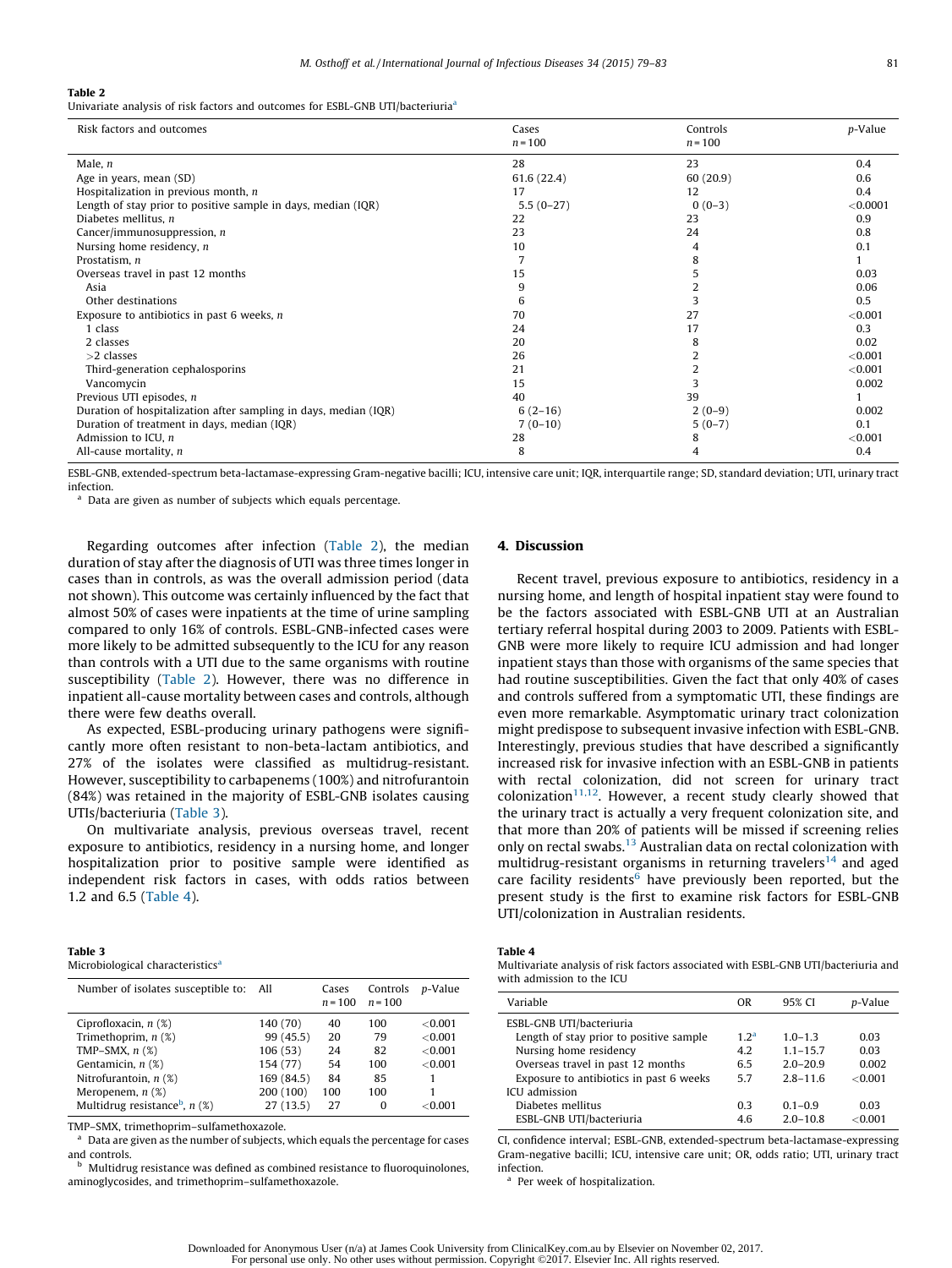**Table 2**
Univariate analysis of risk factors and outcomes for ESBL-GNB UTI/bacteriuria[a]

| Risk factors and outcomes | Cases n = 100 | Controls n = 100 | p-Value |
|---|---|---|---|
| Male, n | 28 | 23 | 0.4 |
| Age in years, mean (SD) | 61.6 (22.4) | 60 (20.9) | 0.6 |
| Hospitalization in previous month, n | 17 | 12 | 0.4 |
| Length of stay prior to positive sample in days, median (IQR) | 5.5 (0–27) | 0 (0–3) | <0.0001 |
| Diabetes mellitus, n | 22 | 23 | 0.9 |
| Cancer/immunosuppression, n | 23 | 24 | 0.8 |
| Nursing home residency, n | 10 | 4 | 0.1 |
| Prostatism, n | 7 | 8 | 1 |
| Overseas travel in past 12 months | 15 | 5 | 0.03 |
| Asia | 9 | 2 | 0.06 |
| Other destinations | 6 | 3 | 0.5 |
| Exposure to antibiotics in past 6 weeks, n | 70 | 27 | <0.001 |
| 1 class | 24 | 17 | 0.3 |
| 2 classes | 20 | 8 | 0.02 |
| >2 classes | 26 | 2 | <0.001 |
| Third-generation cephalosporins | 21 | 2 | <0.001 |
| Vancomycin | 15 | 3 | 0.002 |
| Previous UTI episodes, n | 40 | 39 | 1 |
| Duration of hospitalization after sampling in days, median (IQR) | 6 (2–16) | 2 (0–9) | 0.002 |
| Duration of treatment in days, median (IQR) | 7 (0–10) | 5 (0–7) | 0.1 |
| Admission to ICU, n | 28 | 8 | <0.001 |
| All-cause mortality, n | 8 | 4 | 0.4 |

ESBL-GNB, extended-spectrum beta-lactamase-expressing Gram-negative bacilli; ICU, intensive care unit; IQR, interquartile range; SD, standard deviation; UTI, urinary tract infection.
[a] Data are given as number of subjects which equals percentage.

Regarding outcomes after infection (Table 2), the median duration of stay after the diagnosis of UTI was three times longer in cases than in controls, as was the overall admission period (data not shown). This outcome was certainly influenced by the fact that almost 50% of cases were inpatients at the time of urine sampling compared to only 16% of controls. ESBL-GNB-infected cases were more likely to be admitted subsequently to the ICU for any reason than controls with a UTI due to the same organisms with routine susceptibility (Table 2). However, there was no difference in inpatient all-cause mortality between cases and controls, although there were few deaths overall.

As expected, ESBL-producing urinary pathogens were significantly more often resistant to non-beta-lactam antibiotics, and 27% of the isolates were classified as multidrug-resistant. However, susceptibility to carbapenems (100%) and nitrofurantoin (84%) was retained in the majority of ESBL-GNB isolates causing UTIs/bacteriuria (Table 3).

On multivariate analysis, previous overseas travel, recent exposure to antibiotics, residency in a nursing home, and longer hospitalization prior to positive sample were identified as independent risk factors in cases, with odds ratios between 1.2 and 6.5 (Table 4).

**Table 3**
Microbiological characteristics[a]

| Number of isolates susceptible to: | All | Cases n = 100 | Controls n = 100 | p-Value |
|---|---|---|---|---|
| Ciprofloxacin, n (%) | 140 (70) | 40 | 100 | <0.001 |
| Trimethoprim, n (%) | 99 (45.5) | 20 | 79 | <0.001 |
| TMP–SMX, n (%) | 106 (53) | 24 | 82 | <0.001 |
| Gentamicin, n (%) | 154 (77) | 54 | 100 | <0.001 |
| Nitrofurantoin, n (%) | 169 (84.5) | 84 | 85 | 1 |
| Meropenem, n (%) | 200 (100) | 100 | 100 | 1 |
| Multidrug resistance[b], n (%) | 27 (13.5) | 27 | 0 | <0.001 |

TMP–SMX, trimethoprim–sulfamethoxazole.
[a] Data are given as the number of subjects, which equals the percentage for cases and controls.
[b] Multidrug resistance was defined as combined resistance to fluoroquinolones, aminoglycosides, and trimethoprim–sulfamethoxazole.

## 4. Discussion

Recent travel, previous exposure to antibiotics, residency in a nursing home, and length of hospital inpatient stay were found to be the factors associated with ESBL-GNB UTI at an Australian tertiary referral hospital during 2003 to 2009. Patients with ESBL-GNB were more likely to require ICU admission and had longer inpatient stays than those with organisms of the same species that had routine susceptibilities. Given the fact that only 40% of cases and controls suffered from a symptomatic UTI, these findings are even more remarkable. Asymptomatic urinary tract colonization might predispose to subsequent invasive infection with ESBL-GNB. Interestingly, previous studies that have described a significantly increased risk for invasive infection with an ESBL-GNB in patients with rectal colonization, did not screen for urinary tract colonization[11,12]. However, a recent study clearly showed that the urinary tract is actually a very frequent colonization site, and that more than 20% of patients will be missed if screening relies only on rectal swabs.[13] Australian data on rectal colonization with multidrug-resistant organisms in returning travelers[14] and aged care facility residents[6] have previously been reported, but the present study is the first to examine risk factors for ESBL-GNB UTI/colonization in Australian residents.

**Table 4**
Multivariate analysis of risk factors associated with ESBL-GNB UTI/bacteriuria and with admission to the ICU

| Variable | OR | 95% CI | p-Value |
|---|---|---|---|
| ESBL-GNB UTI/bacteriuria | | | |
| Length of stay prior to positive sample | 1.2[a] | 1.0–1.3 | 0.03 |
| Nursing home residency | 4.2 | 1.1–15.7 | 0.03 |
| Overseas travel in past 12 months | 6.5 | 2.0–20.9 | 0.002 |
| Exposure to antibiotics in past 6 weeks | 5.7 | 2.8–11.6 | <0.001 |
| ICU admission | | | |
| Diabetes mellitus | 0.3 | 0.1–0.9 | 0.03 |
| ESBL-GNB UTI/bacteriuria | 4.6 | 2.0–10.8 | <0.001 |

CI, confidence interval; ESBL-GNB, extended-spectrum beta-lactamase-expressing Gram-negative bacilli; ICU, intensive care unit; OR, odds ratio; UTI, urinary tract infection.
[a] Per week of hospitalization.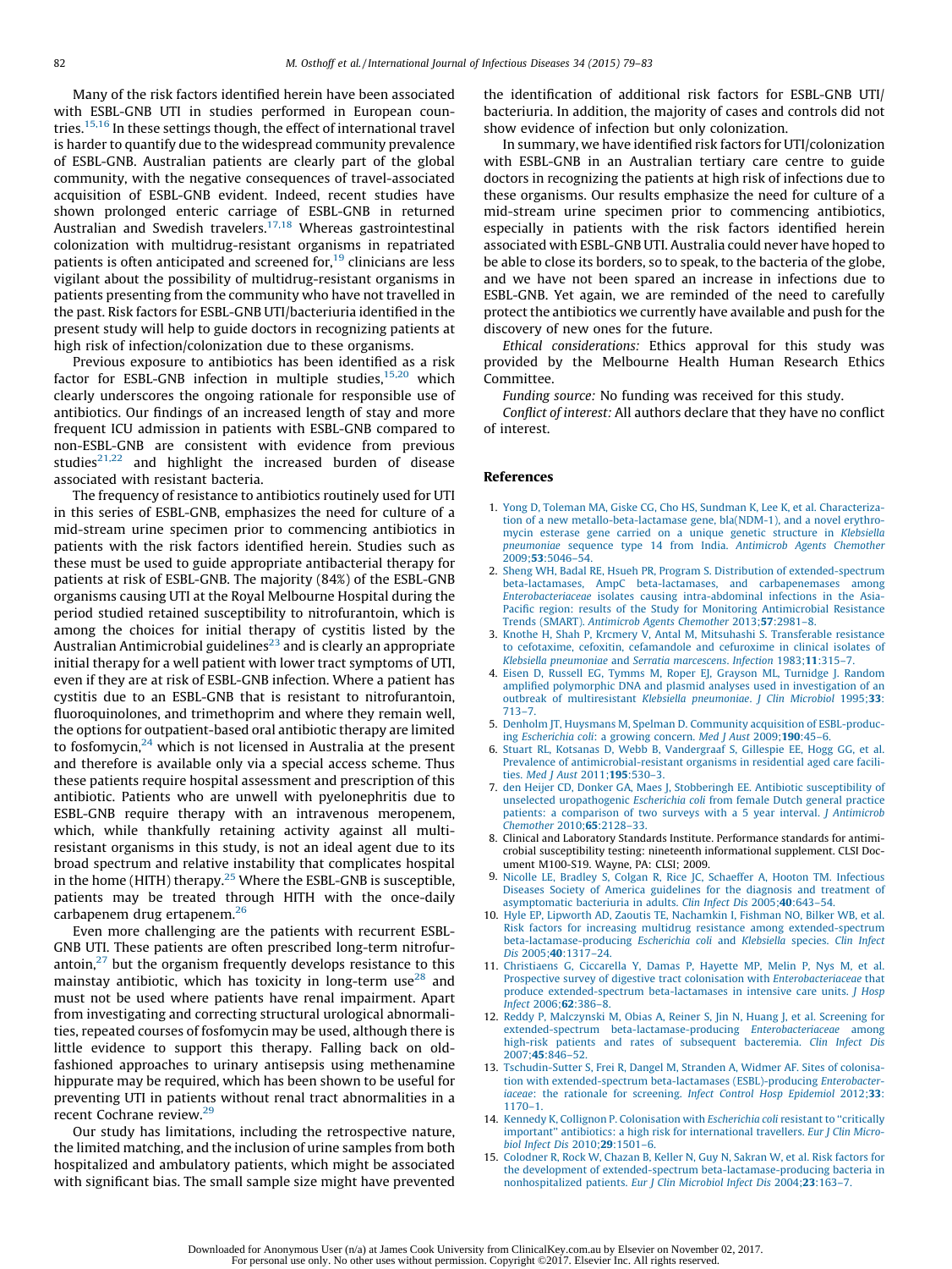Many of the risk factors identified herein have been associated with ESBL-GNB UTI in studies performed in European countries.[15,16] In these settings though, the effect of international travel is harder to quantify due to the widespread community prevalence of ESBL-GNB. Australian patients are clearly part of the global community, with the negative consequences of travel-associated acquisition of ESBL-GNB evident. Indeed, recent studies have shown prolonged enteric carriage of ESBL-GNB in returned Australian and Swedish travelers.[17,18] Whereas gastrointestinal colonization with multidrug-resistant organisms in repatriated patients is often anticipated and screened for,[19] clinicians are less vigilant about the possibility of multidrug-resistant organisms in patients presenting from the community who have not travelled in the past. Risk factors for ESBL-GNB UTI/bacteriuria identified in the present study will help to guide doctors in recognizing patients at high risk of infection/colonization due to these organisms.

Previous exposure to antibiotics has been identified as a risk factor for ESBL-GNB infection in multiple studies,[15,20] which clearly underscores the ongoing rationale for responsible use of antibiotics. Our findings of an increased length of stay and more frequent ICU admission in patients with ESBL-GNB compared to non-ESBL-GNB are consistent with evidence from previous studies[21,22] and highlight the increased burden of disease associated with resistant bacteria.

The frequency of resistance to antibiotics routinely used for UTI in this series of ESBL-GNB, emphasizes the need for culture of a mid-stream urine specimen prior to commencing antibiotics in patients with the risk factors identified herein. Studies such as these must be used to guide appropriate antibacterial therapy for patients at risk of ESBL-GNB. The majority (84%) of the ESBL-GNB organisms causing UTI at the Royal Melbourne Hospital during the period studied retained susceptibility to nitrofurantoin, which is among the choices for initial therapy of cystitis listed by the Australian Antimicrobial guidelines[23] and is clearly an appropriate initial therapy for a well patient with lower tract symptoms of UTI, even if they are at risk of ESBL-GNB infection. Where a patient has cystitis due to an ESBL-GNB that is resistant to nitrofurantoin, fluoroquinolones, and trimethoprim and where they remain well, the options for outpatient-based oral antibiotic therapy are limited to fosfomycin,[24] which is not licensed in Australia at the present and therefore is available only via a special access scheme. Thus these patients require hospital assessment and prescription of this antibiotic. Patients who are unwell with pyelonephritis due to ESBL-GNB require therapy with an intravenous meropenem, which, while thankfully retaining activity against all multi-resistant organisms in this study, is not an ideal agent due to its broad spectrum and relative instability that complicates hospital in the home (HITH) therapy.[25] Where the ESBL-GNB is susceptible, patients may be treated through HITH with the once-daily carbapenem drug ertapenem.[26]

Even more challenging are the patients with recurrent ESBL-GNB UTI. These patients are often prescribed long-term nitrofurantoin,[27] but the organism frequently develops resistance to this mainstay antibiotic, which has toxicity in long-term use[28] and must not be used where patients have renal impairment. Apart from investigating and correcting structural urological abnormalities, repeated courses of fosfomycin may be used, although there is little evidence to support this therapy. Falling back on old-fashioned approaches to urinary antisepsis using methenamine hippurate may be required, which has been shown to be useful for preventing UTI in patients without renal tract abnormalities in a recent Cochrane review.[29]

Our study has limitations, including the retrospective nature, the limited matching, and the inclusion of urine samples from both hospitalized and ambulatory patients, which might be associated with significant bias. The small sample size might have prevented the identification of additional risk factors for ESBL-GNB UTI/bacteriuria. In addition, the majority of cases and controls did not show evidence of infection but only colonization.

In summary, we have identified risk factors for UTI/colonization with ESBL-GNB in an Australian tertiary care centre to guide doctors in recognizing the patients at high risk of infections due to these organisms. Our results emphasize the need for culture of a mid-stream urine specimen prior to commencing antibiotics, especially in patients with the risk factors identified herein associated with ESBL-GNB UTI. Australia could never have hoped to be able to close its borders, so to speak, to the bacteria of the globe, and we have not been spared an increase in infections due to ESBL-GNB. Yet again, we are reminded of the need to carefully protect the antibiotics we currently have available and push for the discovery of new ones for the future.

*Ethical considerations:* Ethics approval for this study was provided by the Melbourne Health Human Research Ethics Committee.

*Funding source:* No funding was received for this study.

*Conflict of interest:* All authors declare that they have no conflict of interest.

## References

1. Yong D, Toleman MA, Giske CG, Cho HS, Sundman K, Lee K, et al. Characterization of a new metallo-beta-lactamase gene, bla(NDM-1), and a novel erythromycin esterase gene carried on a unique genetic structure in *Klebsiella pneumoniae* sequence type 14 from India. *Antimicrob Agents Chemother* 2009;**53**:5046–54.
2. Sheng WH, Badal RE, Hsueh PR, Program S. Distribution of extended-spectrum beta-lactamases, AmpC beta-lactamases, and carbapenemases among *Enterobacteriaceae* isolates causing intra-abdominal infections in the Asia-Pacific region: results of the Study for Monitoring Antimicrobial Resistance Trends (SMART). *Antimicrob Agents Chemother* 2013;**57**:2981–8.
3. Knothe H, Shah P, Krcmery V, Antal M, Mitsuhashi S. Transferable resistance to cefotaxime, cefoxitin, cefamandole and cefuroxime in clinical isolates of *Klebsiella pneumoniae* and *Serratia marcescens*. *Infection* 1983;**11**:315–7.
4. Eisen D, Russell EG, Tymms M, Roper EJ, Grayson ML, Turnidge J. Random amplified polymorphic DNA and plasmid analyses used in investigation of an outbreak of multiresistant *Klebsiella pneumoniae*. *J Clin Microbiol* 1995;**33**:713–7.
5. Denholm JT, Huysmans M, Spelman D. Community acquisition of ESBL-producing *Escherichia coli*: a growing concern. *Med J Aust* 2009;**190**:45–6.
6. Stuart RL, Kotsanas D, Webb B, Vandergraaf S, Gillespie EE, Hogg GG, et al. Prevalence of antimicrobial-resistant organisms in residential aged care facilities. *Med J Aust* 2011;**195**:530–3.
7. den Heijer CD, Donker GA, Maes J, Stobberingh EE. Antibiotic susceptibility of unselected uropathogenic *Escherichia coli* from female Dutch general practice patients: a comparison of two surveys with a 5 year interval. *J Antimicrob Chemother* 2010;**65**:2128–33.
8. Clinical and Laboratory Standards Institute. Performance standards for antimicrobial susceptibility testing: nineteenth informational supplement. CLSI Document M100-S19. Wayne, PA: CLSI; 2009.
9. Nicolle LE, Bradley S, Colgan R, Rice JC, Schaeffer A, Hooton TM. Infectious Diseases Society of America guidelines for the diagnosis and treatment of asymptomatic bacteriuria in adults. *Clin Infect Dis* 2005;**40**:643–54.
10. Hyle EP, Lipworth AD, Zaoutis TE, Nachamkin I, Fishman NO, Bilker WB, et al. Risk factors for increasing multidrug resistance among extended-spectrum beta-lactamase-producing *Escherichia coli* and *Klebsiella* species. *Clin Infect Dis* 2005;**40**:1317–24.
11. Christiaens G, Ciccarella Y, Damas P, Hayette MP, Melin P, Nys M, et al. Prospective survey of digestive tract colonization with *Enterobacteriaceae* that produce extended-spectrum beta-lactamases in intensive care units. *J Hosp Infect* 2006;**62**:386–8.
12. Reddy P, Malczynski M, Obias A, Reiner S, Jin N, Huang J, et al. Screening for extended-spectrum beta-lactamase-producing *Enterobacteriaceae* among high-risk patients and rates of subsequent bacteremia. *Clin Infect Dis* 2007;**45**:846–52.
13. Tschudin-Sutter S, Frei R, Dangel M, Stranden A, Widmer AF. Sites of colonisation with extended-spectrum beta-lactamases (ESBL)-producing *Enterobacteriaceae*: the rationale for screening. *Infect Control Hosp Epidemiol* 2012;**33**:1170–1.
14. Kennedy K, Collignon P. Colonisation with *Escherichia coli* resistant to "critically important" antibiotics: a high risk for international travellers. *Eur J Clin Microbiol Infect Dis* 2010;**29**:1501–6.
15. Colodner R, Rock W, Chazan B, Keller N, Guy N, Sakran W, et al. Risk factors for the development of extended-spectrum beta-lactamase-producing bacteria in nonhospitalized patients. *Eur J Clin Microbiol Infect Dis* 2004;**23**:163–7.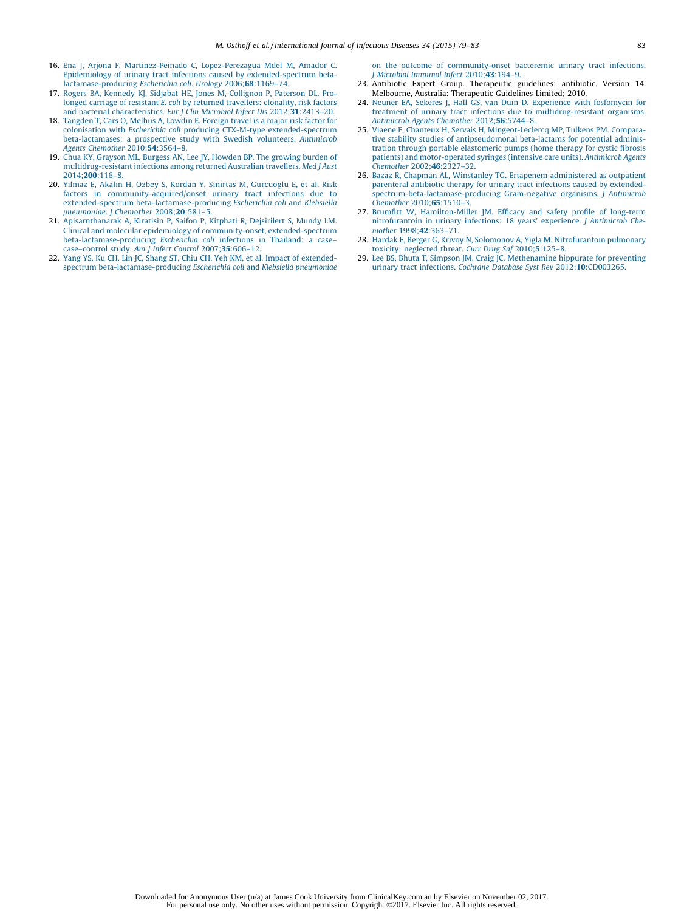16. Ena J, Arjona F, Martinez-Peinado C, Lopez-Perezagua Mdel M, Amador C. Epidemiology of urinary tract infections caused by extended-spectrum beta-lactamase-producing *Escherichia coli*. *Urology* 2006;**68**:1169–74.
17. Rogers BA, Kennedy KJ, Sidjabat HE, Jones M, Collignon P, Paterson DL. Prolonged carriage of resistant *E. coli* by returned travellers: clonality, risk factors and bacterial characteristics. *Eur J Clin Microbiol Infect Dis* 2012;**31**:2413–20.
18. Tangden T, Cars O, Melhus A, Lowdin E. Foreign travel is a major risk factor for colonisation with *Escherichia coli* producing CTX-M-type extended-spectrum beta-lactamases: a prospective study with Swedish volunteers. *Antimicrob Agents Chemother* 2010;**54**:3564–8.
19. Chua KY, Grayson ML, Burgess AN, Lee JY, Howden BP. The growing burden of multidrug-resistant infections among returned Australian travellers. *Med J Aust* 2014;**200**:116–8.
20. Yilmaz E, Akalin H, Ozbey S, Kordan Y, Sinirtas M, Gurcuoglu E, et al. Risk factors in community-acquired/onset urinary tract infections due to extended-spectrum beta-lactamase-producing *Escherichia coli* and *Klebsiella pneumoniae*. *J Chemother* 2008;**20**:581–5.
21. Apisarnthanarak A, Kiratisin P, Saifon P, Kitphati R, Dejsirilert S, Mundy LM. Clinical and molecular epidemiology of community-onset, extended-spectrum beta-lactamase-producing *Escherichia coli* infections in Thailand: a case–case–control study. *Am J Infect Control* 2007;**35**:606–12.
22. Yang YS, Ku CH, Lin JC, Shang ST, Chiu CH, Yeh KM, et al. Impact of extended-spectrum beta-lactamase-producing *Escherichia coli* and *Klebsiella pneumoniae* on the outcome of community-onset bacteremic urinary tract infections. *J Microbiol Immunol Infect* 2010;**43**:194–9.
23. Antibiotic Expert Group. Therapeutic guidelines: antibiotic. Version 14. Melbourne, Australia: Therapeutic Guidelines Limited; 2010.
24. Neuner EA, Sekeres J, Hall GS, van Duin D. Experience with fosfomycin for treatment of urinary tract infections due to multidrug-resistant organisms. *Antimicrob Agents Chemother* 2012;**56**:5744–8.
25. Viaene E, Chanteux H, Servais H, Mingeot-Leclercq MP, Tulkens PM. Comparative stability studies of antipseudomonal beta-lactams for potential administration through portable elastomeric pumps (home therapy for cystic fibrosis patients) and motor-operated syringes (intensive care units). *Antimicrob Agents Chemother* 2002;**46**:2327–32.
26. Bazaz R, Chapman AL, Winstanley TG. Ertapenem administered as outpatient parenteral antibiotic therapy for urinary tract infections caused by extended-spectrum-beta-lactamase-producing Gram-negative organisms. *J Antimicrob Chemother* 2010;**65**:1510–3.
27. Brumfitt W, Hamilton-Miller JM. Efficacy and safety profile of long-term nitrofurantoin in urinary infections: 18 years' experience. *J Antimicrob Chemother* 1998;**42**:363–71.
28. Hardak E, Berger G, Krivoy N, Solomonov A, Yigla M. Nitrofurantoin pulmonary toxicity: neglected threat. *Curr Drug Saf* 2010;**5**:125–8.
29. Lee BS, Bhuta T, Simpson JM, Craig JC. Methenamine hippurate for preventing urinary tract infections. *Cochrane Database Syst Rev* 2012;**10**:CD003265.